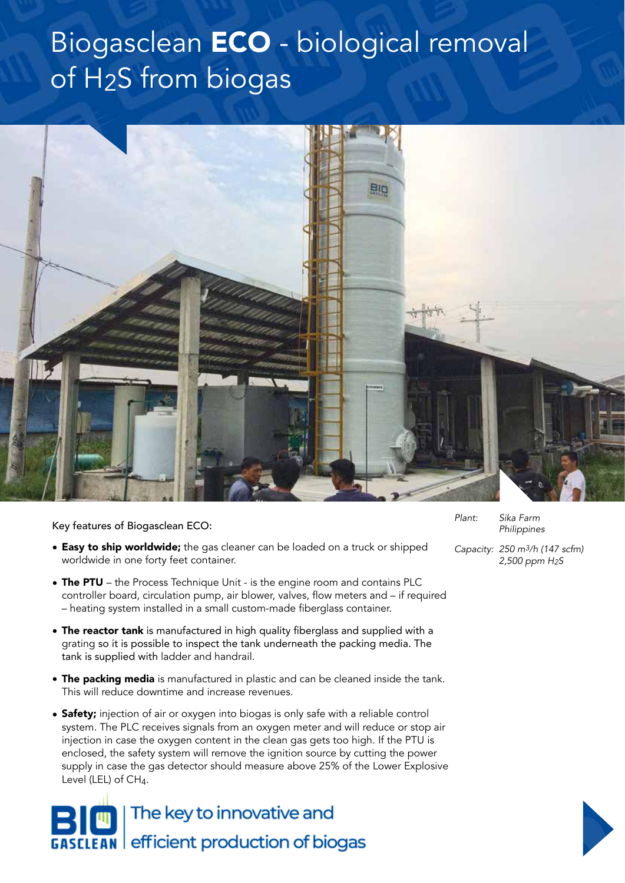# Biogasclean **ECO** - biological removal of $H_2S$ from biogas

*Plant:* *Sika Farm Philippines*

*Capacity:* *250 $m^3/h$ (147 scfm) 2,500 ppm $H_2S$*

Key features of Biogasclean ECO:

- **Easy to ship worldwide;** the gas cleaner can be loaded on a truck or shipped worldwide in one forty feet container.
- **The PTU** – the Process Technique Unit - is the engine room and contains PLC controller board, circulation pump, air blower, valves, flow meters and – if required – heating system installed in a small custom-made fiberglass container.
- **The reactor tank** is manufactured in high quality fiberglass and supplied with a grating so it is possible to inspect the tank underneath the packing media. The tank is supplied with ladder and handrail.
- **The packing media** is manufactured in plastic and can be cleaned inside the tank. This will reduce downtime and increase revenues.
- **Safety;** injection of air or oxygen into biogas is only safe with a reliable control system. The PLC receives signals from an oxygen meter and will reduce or stop air injection in case the oxygen content in the clean gas gets too high. If the PTU is enclosed, the safety system will remove the ignition source by cutting the power supply in case the gas detector should measure above 25% of the Lower Explosive Level (LEL) of $CH_4$.

BIOGASCLEAN | The key to innovative and efficient production of biogas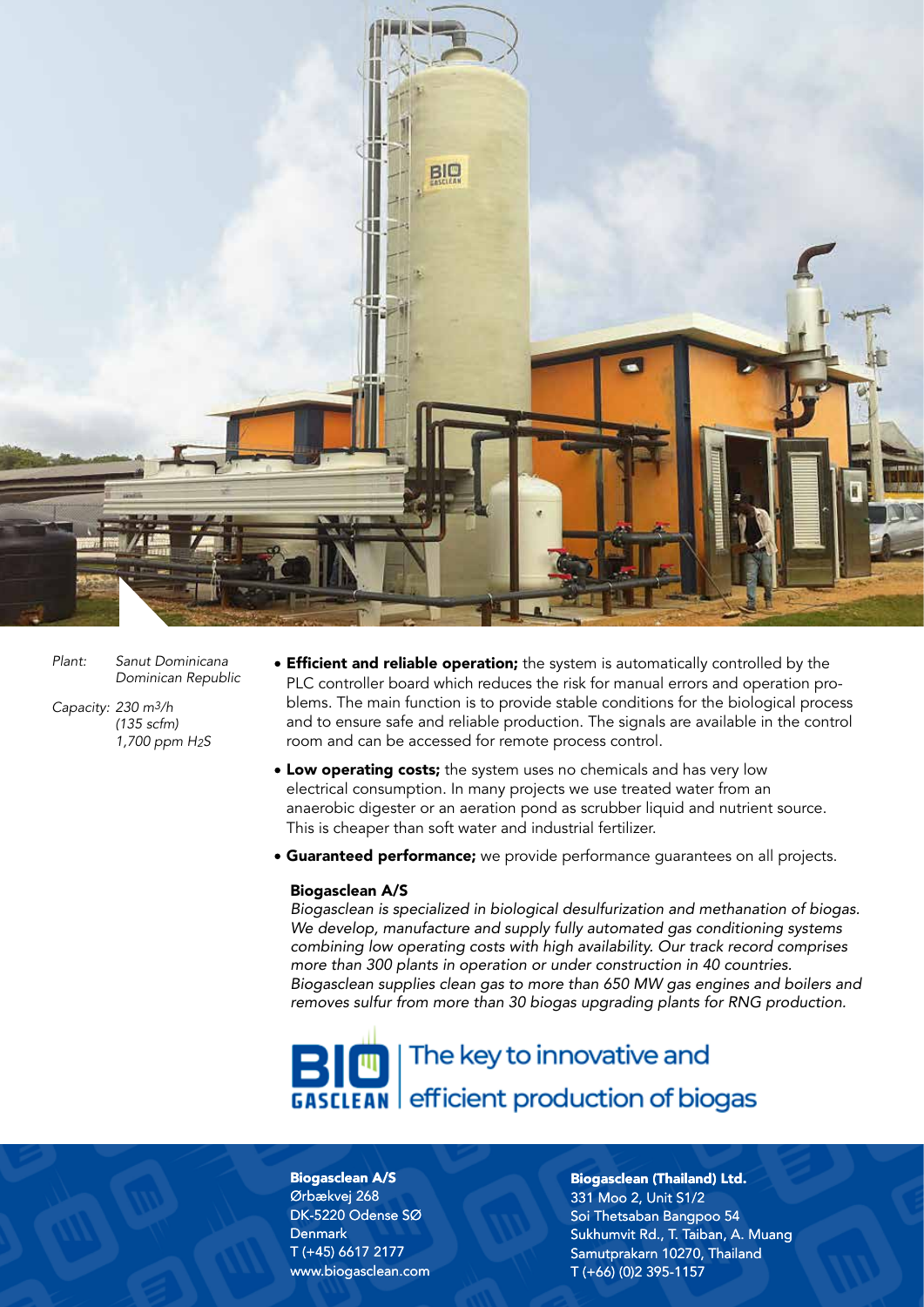*Plant:* *Sanut Dominicana Dominican Republic*

*Capacity:* *230 m³/h (135 scfm) 1,700 ppm $H_2S$*

- **Efficient and reliable operation;** the system is automatically controlled by the PLC controller board which reduces the risk for manual errors and operation problems. The main function is to provide stable conditions for the biological process and to ensure safe and reliable production. The signals are available in the control room and can be accessed for remote process control.
- **Low operating costs;** the system uses no chemicals and has very low electrical consumption. In many projects we use treated water from an anaerobic digester or an aeration pond as scrubber liquid and nutrient source. This is cheaper than soft water and industrial fertilizer.
- **Guaranteed performance;** we provide performance guarantees on all projects.

**Biogasclean A/S**

*Biogasclean is specialized in biological desulfurization and methanation of biogas. We develop, manufacture and supply fully automated gas conditioning systems combining low operating costs with high availability. Our track record comprises more than 300 plants in operation or under construction in 40 countries. Biogasclean supplies clean gas to more than 650 MW gas engines and boilers and removes sulfur from more than 30 biogas upgrading plants for RNG production.*

BIO GASCLEAN | The key to innovative and efficient production of biogas

**Biogasclean A/S**
Ørbækvej 268
DK-5220 Odense SØ
Denmark
T (+45) 6617 2177
www.biogasclean.com

**Biogasclean (Thailand) Ltd.**
331 Moo 2, Unit S1/2
Soi Thetsaban Bangpoo 54
Sukhumvit Rd., T. Taiban, A. Muang
Samutprakarn 10270, Thailand
T (+66) (0)2 395-1157